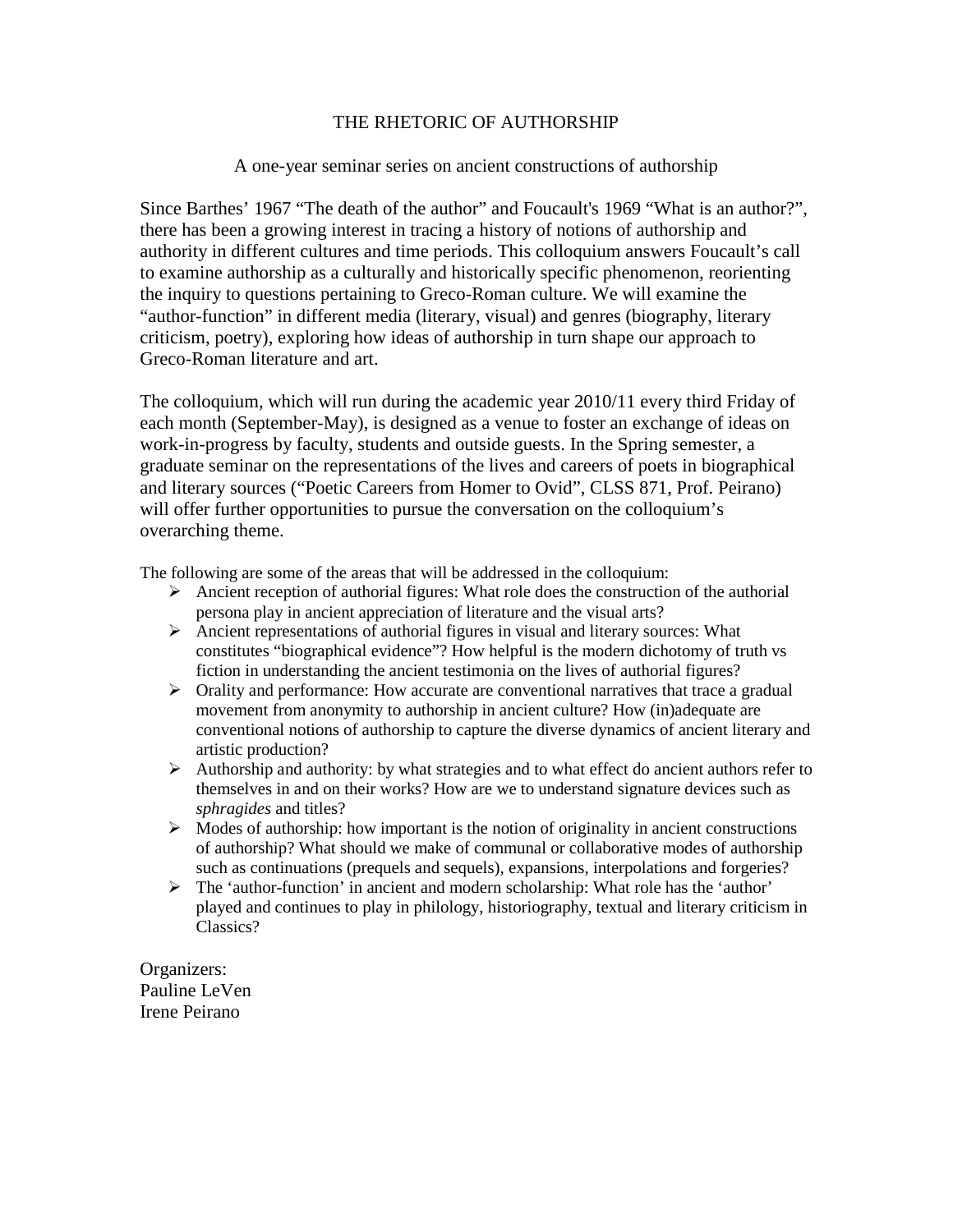# THE RHETORIC OF AUTHORSHIP

A one-year seminar series on ancient constructions of authorship

Since Barthes' 1967 "The death of the author" and Foucault's 1969 "What is an author?", there has been a growing interest in tracing a history of notions of authorship and authority in different cultures and time periods. This colloquium answers Foucault's call to examine authorship as a culturally and historically specific phenomenon, reorienting the inquiry to questions pertaining to Greco-Roman culture. We will examine the "author-function" in different media (literary, visual) and genres (biography, literary criticism, poetry), exploring how ideas of authorship in turn shape our approach to Greco-Roman literature and art.

The colloquium, which will run during the academic year 2010/11 every third Friday of each month (September-May), is designed as a venue to foster an exchange of ideas on work-in-progress by faculty, students and outside guests. In the Spring semester, a graduate seminar on the representations of the lives and careers of poets in biographical and literary sources ("Poetic Careers from Homer to Ovid", CLSS 871, Prof. Peirano) will offer further opportunities to pursue the conversation on the colloquium's overarching theme.

The following are some of the areas that will be addressed in the colloquium:

- Ancient reception of authorial figures: What role does the construction of the authorial persona play in ancient appreciation of literature and the visual arts?
- Ancient representations of authorial figures in visual and literary sources: What constitutes "biographical evidence"? How helpful is the modern dichotomy of truth vs fiction in understanding the ancient testimonia on the lives of authorial figures?
- Orality and performance: How accurate are conventional narratives that trace a gradual movement from anonymity to authorship in ancient culture? How (in)adequate are conventional notions of authorship to capture the diverse dynamics of ancient literary and artistic production?
- Authorship and authority: by what strategies and to what effect do ancient authors refer to themselves in and on their works? How are we to understand signature devices such as *sphragides* and titles?
- Modes of authorship: how important is the notion of originality in ancient constructions of authorship? What should we make of communal or collaborative modes of authorship such as continuations (prequels and sequels), expansions, interpolations and forgeries?
- The 'author-function' in ancient and modern scholarship: What role has the 'author' played and continues to play in philology, historiography, textual and literary criticism in Classics?

Organizers:
Pauline LeVen
Irene Peirano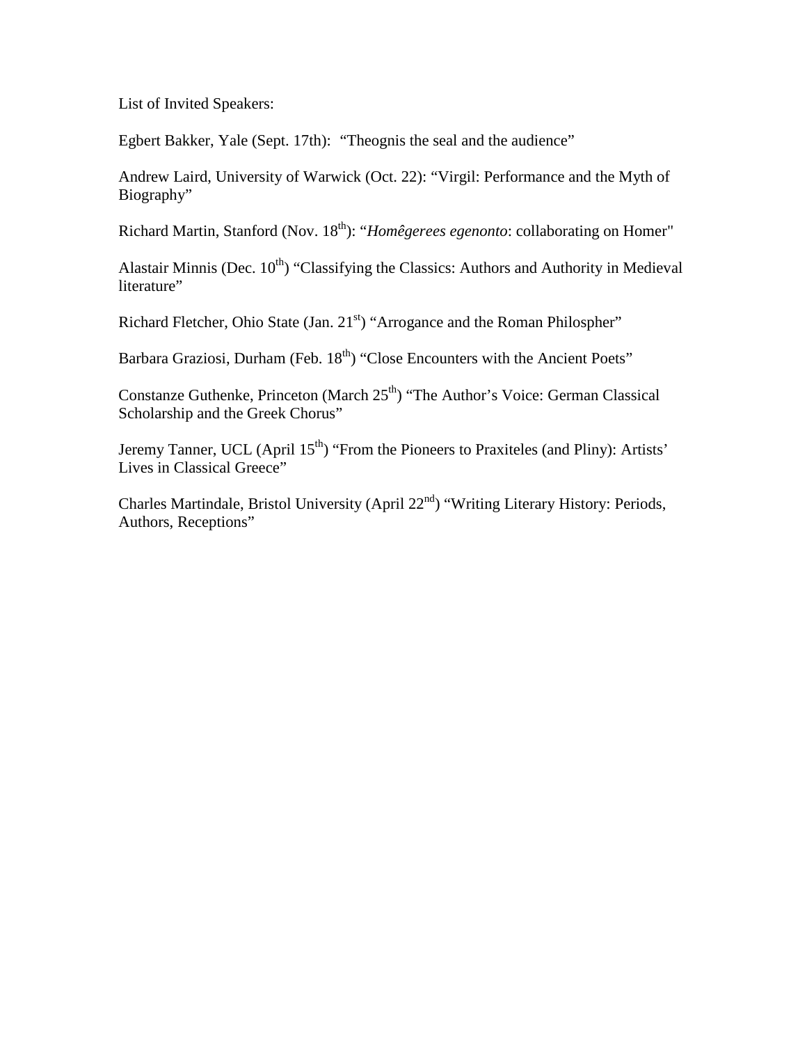List of Invited Speakers:

Egbert Bakker, Yale (Sept. 17th): "Theognis the seal and the audience"

Andrew Laird, University of Warwick (Oct. 22): "Virgil: Performance and the Myth of Biography"

Richard Martin, Stanford (Nov. 18th): "*Homêgerees egenonto*: collaborating on Homer"

Alastair Minnis (Dec. 10th) "Classifying the Classics: Authors and Authority in Medieval literature"

Richard Fletcher, Ohio State (Jan. 21st) "Arrogance and the Roman Philospher"

Barbara Graziosi, Durham (Feb. 18th) "Close Encounters with the Ancient Poets"

Constanze Guthenke, Princeton (March 25th) "The Author's Voice: German Classical Scholarship and the Greek Chorus"

Jeremy Tanner, UCL (April 15th) "From the Pioneers to Praxiteles (and Pliny): Artists' Lives in Classical Greece"

Charles Martindale, Bristol University (April 22nd) "Writing Literary History: Periods, Authors, Receptions"